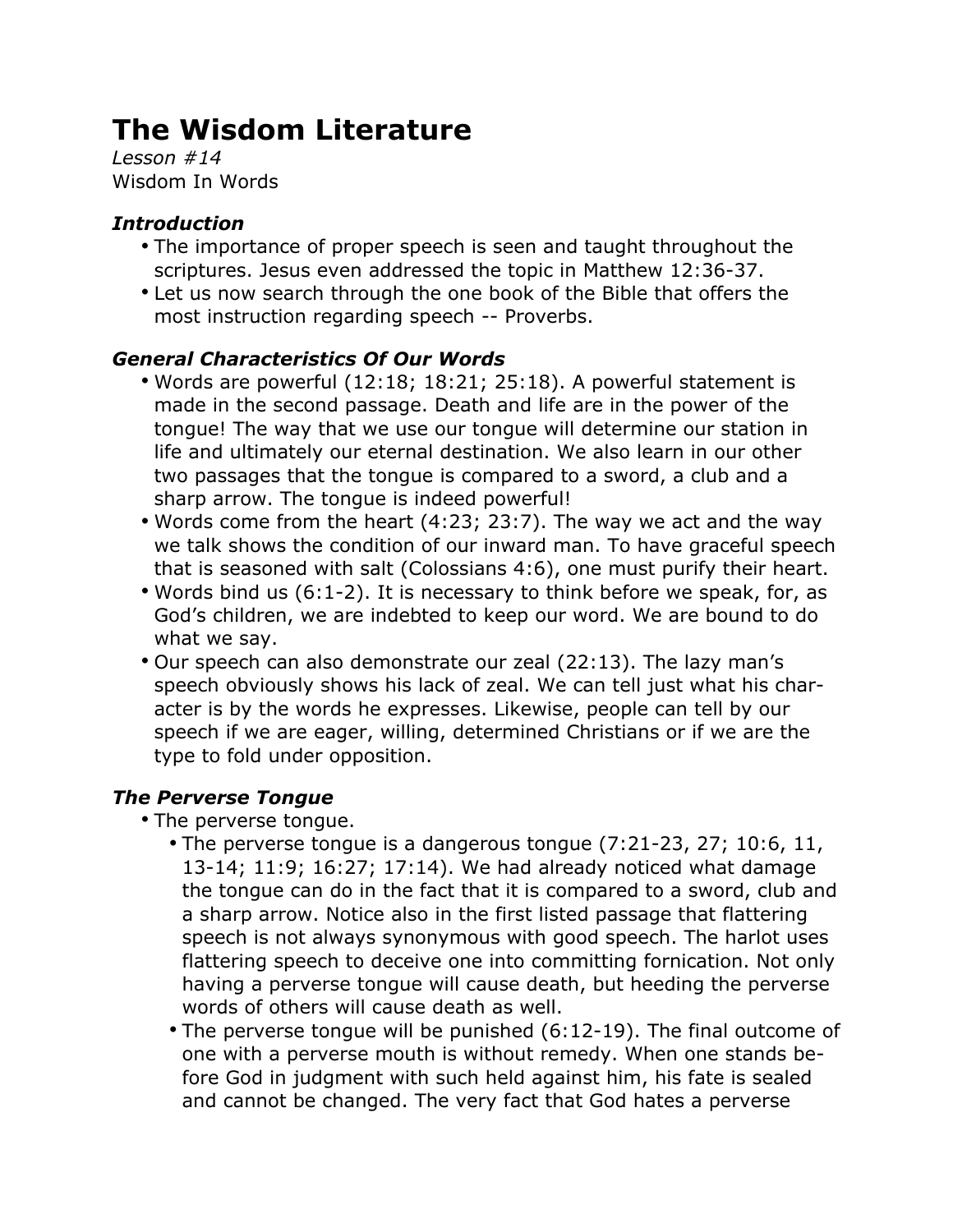# The Wisdom Literature

*Lesson #14*

Wisdom In Words

### *Introduction*

- The importance of proper speech is seen and taught throughout the scriptures. Jesus even addressed the topic in Matthew 12:36-37.
- Let us now search through the one book of the Bible that offers the most instruction regarding speech -- Proverbs.

### *General Characteristics Of Our Words*

- Words are powerful (12:18; 18:21; 25:18). A powerful statement is made in the second passage. Death and life are in the power of the tongue! The way that we use our tongue will determine our station in life and ultimately our eternal destination. We also learn in our other two passages that the tongue is compared to a sword, a club and a sharp arrow. The tongue is indeed powerful!
- Words come from the heart (4:23; 23:7). The way we act and the way we talk shows the condition of our inward man. To have graceful speech that is seasoned with salt (Colossians 4:6), one must purify their heart.
- Words bind us (6:1-2). It is necessary to think before we speak, for, as God's children, we are indebted to keep our word. We are bound to do what we say.
- Our speech can also demonstrate our zeal (22:13). The lazy man's speech obviously shows his lack of zeal. We can tell just what his character is by the words he expresses. Likewise, people can tell by our speech if we are eager, willing, determined Christians or if we are the type to fold under opposition.

### *The Perverse Tongue*

- The perverse tongue.
  - The perverse tongue is a dangerous tongue (7:21-23, 27; 10:6, 11, 13-14; 11:9; 16:27; 17:14). We had already noticed what damage the tongue can do in the fact that it is compared to a sword, club and a sharp arrow. Notice also in the first listed passage that flattering speech is not always synonymous with good speech. The harlot uses flattering speech to deceive one into committing fornication. Not only having a perverse tongue will cause death, but heeding the perverse words of others will cause death as well.
  - The perverse tongue will be punished (6:12-19). The final outcome of one with a perverse mouth is without remedy. When one stands before God in judgment with such held against him, his fate is sealed and cannot be changed. The very fact that God hates a perverse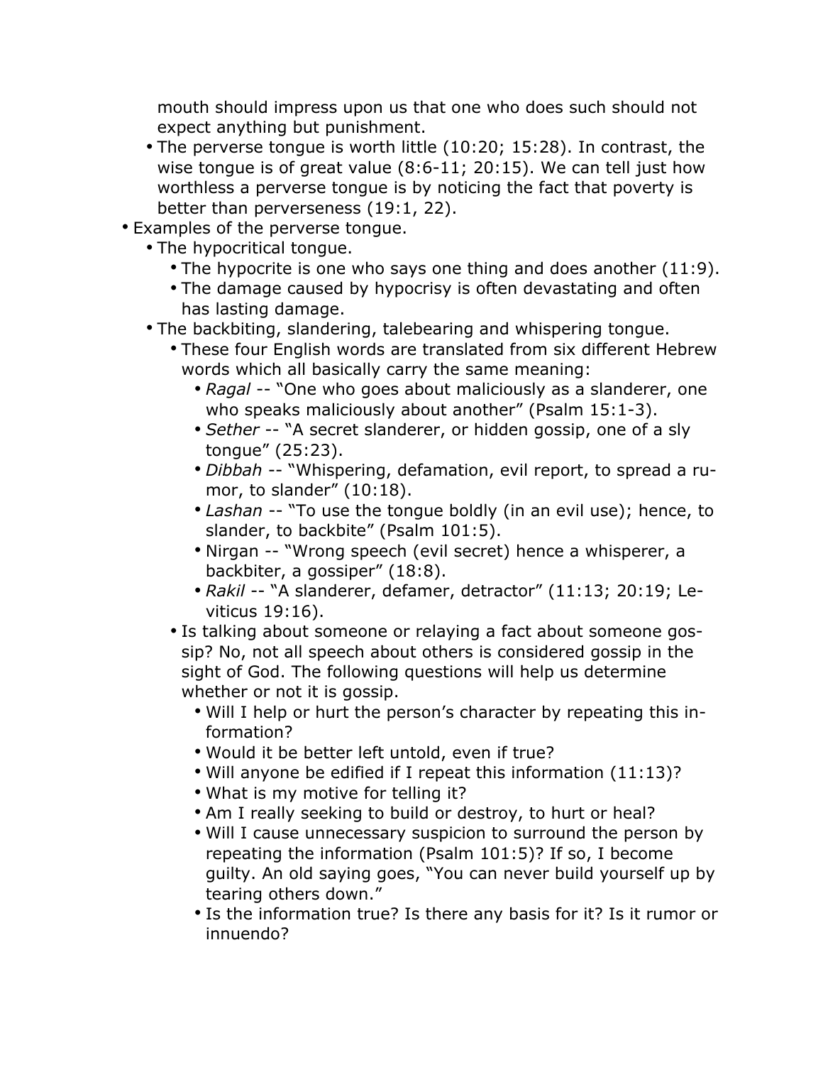mouth should impress upon us that one who does such should not expect anything but punishment.
- The perverse tongue is worth little (10:20; 15:28). In contrast, the wise tongue is of great value (8:6-11; 20:15). We can tell just how worthless a perverse tongue is by noticing the fact that poverty is better than perverseness (19:1, 22).

- Examples of the perverse tongue.
  - The hypocritical tongue.
    - The hypocrite is one who says one thing and does another (11:9).
    - The damage caused by hypocrisy is often devastating and often has lasting damage.
  - The backbiting, slandering, talebearing and whispering tongue.
    - These four English words are translated from six different Hebrew words which all basically carry the same meaning:
      - *Ragal* -- "One who goes about maliciously as a slanderer, one who speaks maliciously about another" (Psalm 15:1-3).
      - *Sether* -- "A secret slanderer, or hidden gossip, one of a sly tongue" (25:23).
      - *Dibbah* -- "Whispering, defamation, evil report, to spread a rumor, to slander" (10:18).
      - *Lashan* -- "To use the tongue boldly (in an evil use); hence, to slander, to backbite" (Psalm 101:5).
      - Nirgan -- "Wrong speech (evil secret) hence a whisperer, a backbiter, a gossiper" (18:8).
      - *Rakil* -- "A slanderer, defamer, detractor" (11:13; 20:19; Leviticus 19:16).
    - Is talking about someone or relaying a fact about someone gossip? No, not all speech about others is considered gossip in the sight of God. The following questions will help us determine whether or not it is gossip.
      - Will I help or hurt the person's character by repeating this information?
      - Would it be better left untold, even if true?
      - Will anyone be edified if I repeat this information (11:13)?
      - What is my motive for telling it?
      - Am I really seeking to build or destroy, to hurt or heal?
      - Will I cause unnecessary suspicion to surround the person by repeating the information (Psalm 101:5)? If so, I become guilty. An old saying goes, "You can never build yourself up by tearing others down."
      - Is the information true? Is there any basis for it? Is it rumor or innuendo?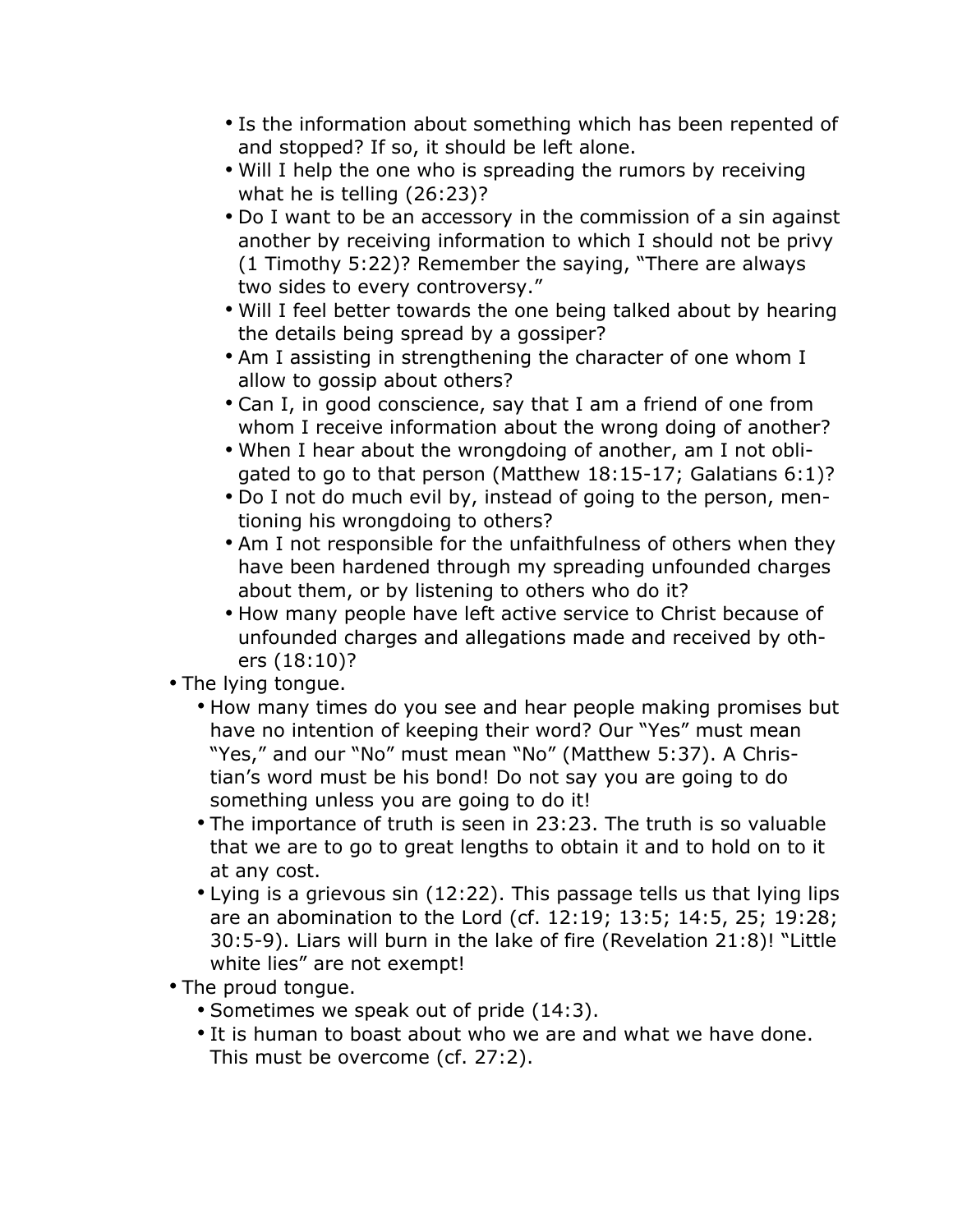- Is the information about something which has been repented of and stopped? If so, it should be left alone.
    - Will I help the one who is spreading the rumors by receiving what he is telling (26:23)?
    - Do I want to be an accessory in the commission of a sin against another by receiving information to which I should not be privy (1 Timothy 5:22)? Remember the saying, "There are always two sides to every controversy."
    - Will I feel better towards the one being talked about by hearing the details being spread by a gossiper?
    - Am I assisting in strengthening the character of one whom I allow to gossip about others?
    - Can I, in good conscience, say that I am a friend of one from whom I receive information about the wrong doing of another?
    - When I hear about the wrongdoing of another, am I not obligated to go to that person (Matthew 18:15-17; Galatians 6:1)?
    - Do I not do much evil by, instead of going to the person, mentioning his wrongdoing to others?
    - Am I not responsible for the unfaithfulness of others when they have been hardened through my spreading unfounded charges about them, or by listening to others who do it?
    - How many people have left active service to Christ because of unfounded charges and allegations made and received by others (18:10)?
- The lying tongue.
  - How many times do you see and hear people making promises but have no intention of keeping their word? Our "Yes" must mean "Yes," and our "No" must mean "No" (Matthew 5:37). A Christian's word must be his bond! Do not say you are going to do something unless you are going to do it!
  - The importance of truth is seen in 23:23. The truth is so valuable that we are to go to great lengths to obtain it and to hold on to it at any cost.
  - Lying is a grievous sin (12:22). This passage tells us that lying lips are an abomination to the Lord (cf. 12:19; 13:5; 14:5, 25; 19:28; 30:5-9). Liars will burn in the lake of fire (Revelation 21:8)! "Little white lies" are not exempt!
- The proud tongue.
  - Sometimes we speak out of pride (14:3).
  - It is human to boast about who we are and what we have done. This must be overcome (cf. 27:2).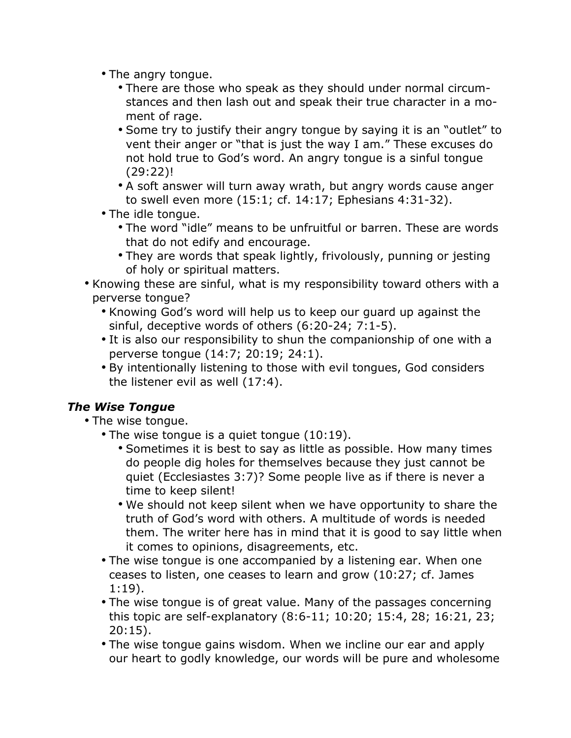- The angry tongue.
    - There are those who speak as they should under normal circumstances and then lash out and speak their true character in a moment of rage.
    - Some try to justify their angry tongue by saying it is an "outlet" to vent their anger or "that is just the way I am." These excuses do not hold true to God's word. An angry tongue is a sinful tongue (29:22)!
    - A soft answer will turn away wrath, but angry words cause anger to swell even more (15:1; cf. 14:17; Ephesians 4:31-32).
- The idle tongue.
    - The word "idle" means to be unfruitful or barren. These are words that do not edify and encourage.
    - They are words that speak lightly, frivolously, punning or jesting of holy or spiritual matters.
- Knowing these are sinful, what is my responsibility toward others with a perverse tongue?
    - Knowing God's word will help us to keep our guard up against the sinful, deceptive words of others (6:20-24; 7:1-5).
    - It is also our responsibility to shun the companionship of one with a perverse tongue (14:7; 20:19; 24:1).
    - By intentionally listening to those with evil tongues, God considers the listener evil as well (17:4).

### *The Wise Tongue*

- The wise tongue.
    - The wise tongue is a quiet tongue (10:19).
        - Sometimes it is best to say as little as possible. How many times do people dig holes for themselves because they just cannot be quiet (Ecclesiastes 3:7)? Some people live as if there is never a time to keep silent!
        - We should not keep silent when we have opportunity to share the truth of God's word with others. A multitude of words is needed them. The writer here has in mind that it is good to say little when it comes to opinions, disagreements, etc.
    - The wise tongue is one accompanied by a listening ear. When one ceases to listen, one ceases to learn and grow (10:27; cf. James 1:19).
    - The wise tongue is of great value. Many of the passages concerning this topic are self-explanatory (8:6-11; 10:20; 15:4, 28; 16:21, 23; 20:15).
    - The wise tongue gains wisdom. When we incline our ear and apply our heart to godly knowledge, our words will be pure and wholesome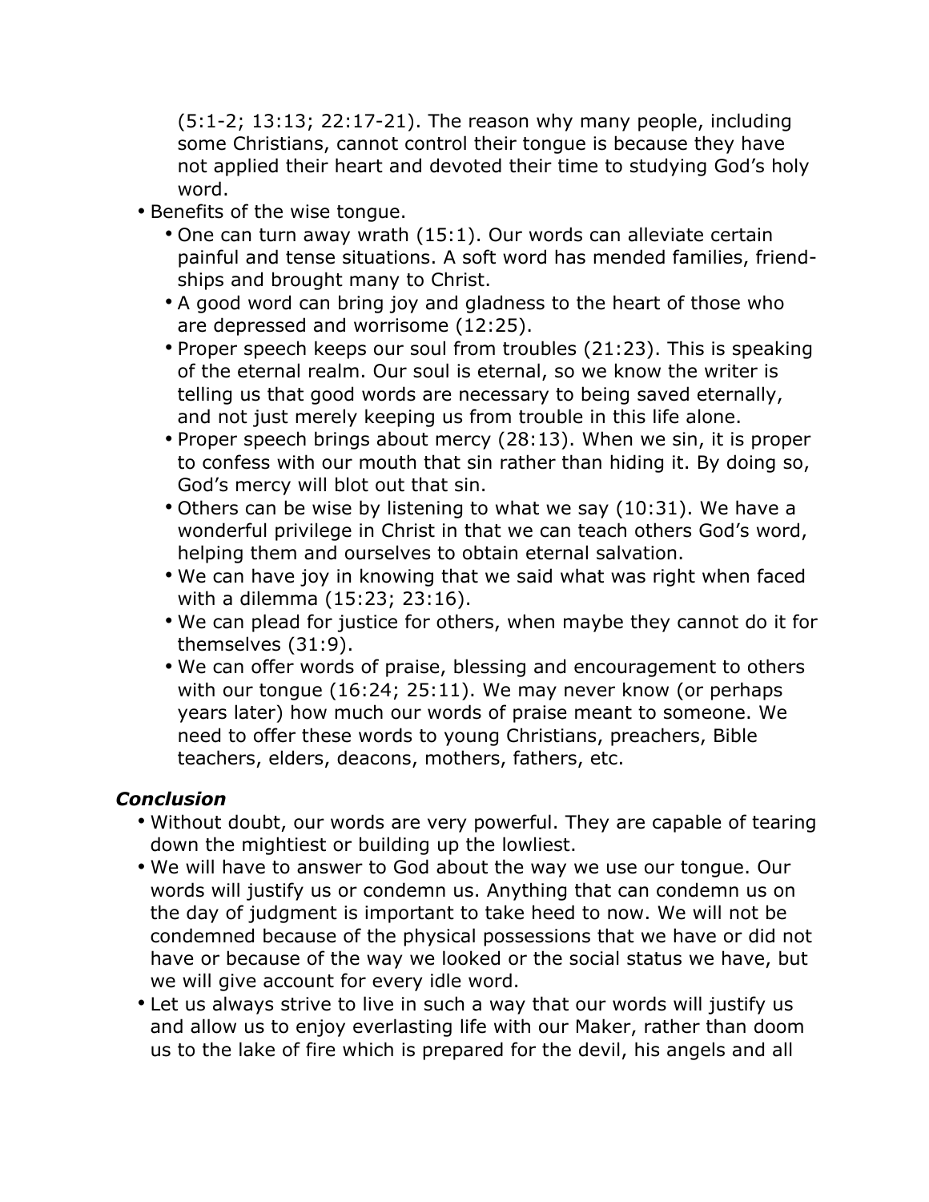(5:1-2; 13:13; 22:17-21). The reason why many people, including some Christians, cannot control their tongue is because they have not applied their heart and devoted their time to studying God's holy word.

- Benefits of the wise tongue.
  - One can turn away wrath (15:1). Our words can alleviate certain painful and tense situations. A soft word has mended families, friendships and brought many to Christ.
  - A good word can bring joy and gladness to the heart of those who are depressed and worrisome (12:25).
  - Proper speech keeps our soul from troubles (21:23). This is speaking of the eternal realm. Our soul is eternal, so we know the writer is telling us that good words are necessary to being saved eternally, and not just merely keeping us from trouble in this life alone.
  - Proper speech brings about mercy (28:13). When we sin, it is proper to confess with our mouth that sin rather than hiding it. By doing so, God's mercy will blot out that sin.
  - Others can be wise by listening to what we say (10:31). We have a wonderful privilege in Christ in that we can teach others God's word, helping them and ourselves to obtain eternal salvation.
  - We can have joy in knowing that we said what was right when faced with a dilemma (15:23; 23:16).
  - We can plead for justice for others, when maybe they cannot do it for themselves (31:9).
  - We can offer words of praise, blessing and encouragement to others with our tongue (16:24; 25:11). We may never know (or perhaps years later) how much our words of praise meant to someone. We need to offer these words to young Christians, preachers, Bible teachers, elders, deacons, mothers, fathers, etc.

### *Conclusion*

- Without doubt, our words are very powerful. They are capable of tearing down the mightiest or building up the lowliest.
- We will have to answer to God about the way we use our tongue. Our words will justify us or condemn us. Anything that can condemn us on the day of judgment is important to take heed to now. We will not be condemned because of the physical possessions that we have or did not have or because of the way we looked or the social status we have, but we will give account for every idle word.
- Let us always strive to live in such a way that our words will justify us and allow us to enjoy everlasting life with our Maker, rather than doom us to the lake of fire which is prepared for the devil, his angels and all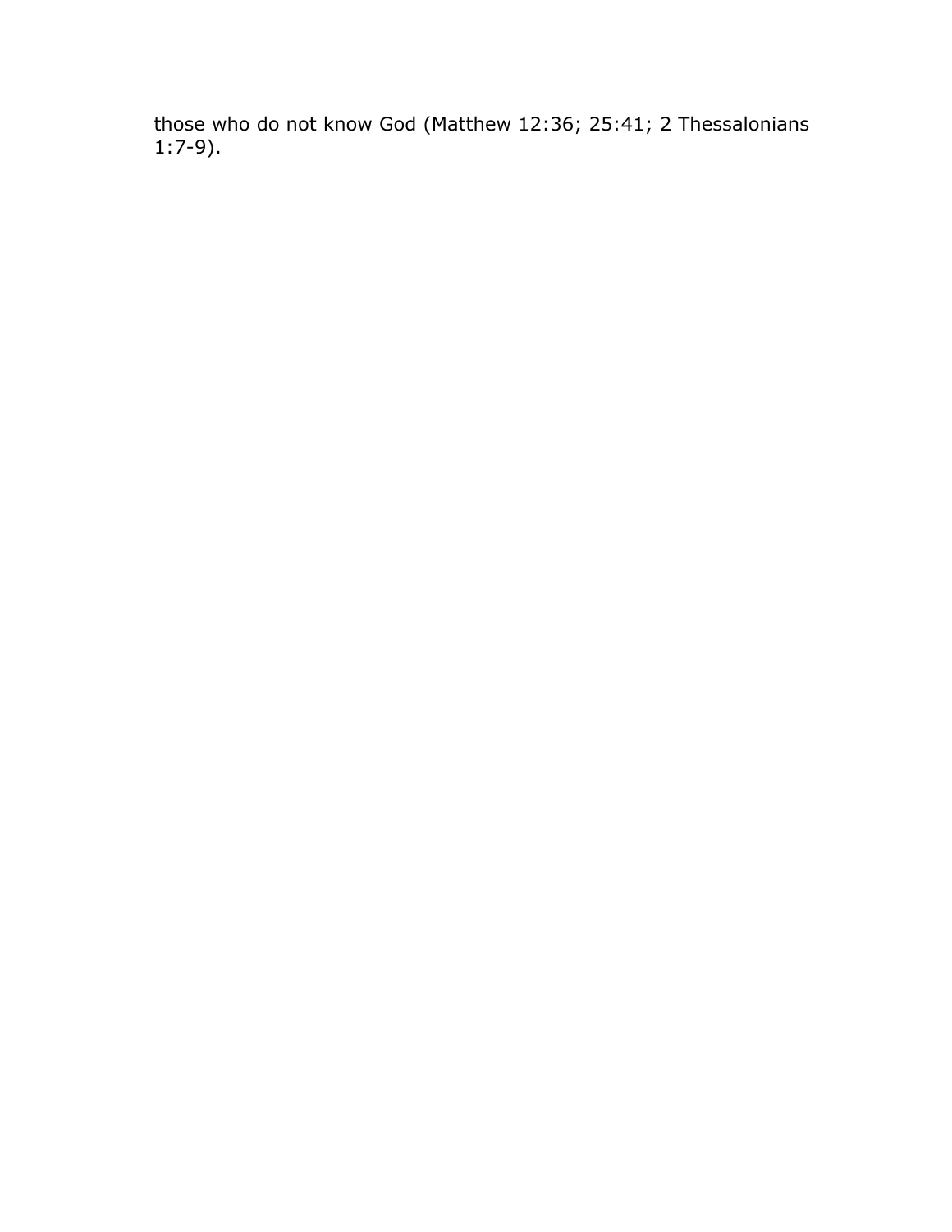those who do not know God (Matthew 12:36; 25:41; 2 Thessalonians 1:7-9).